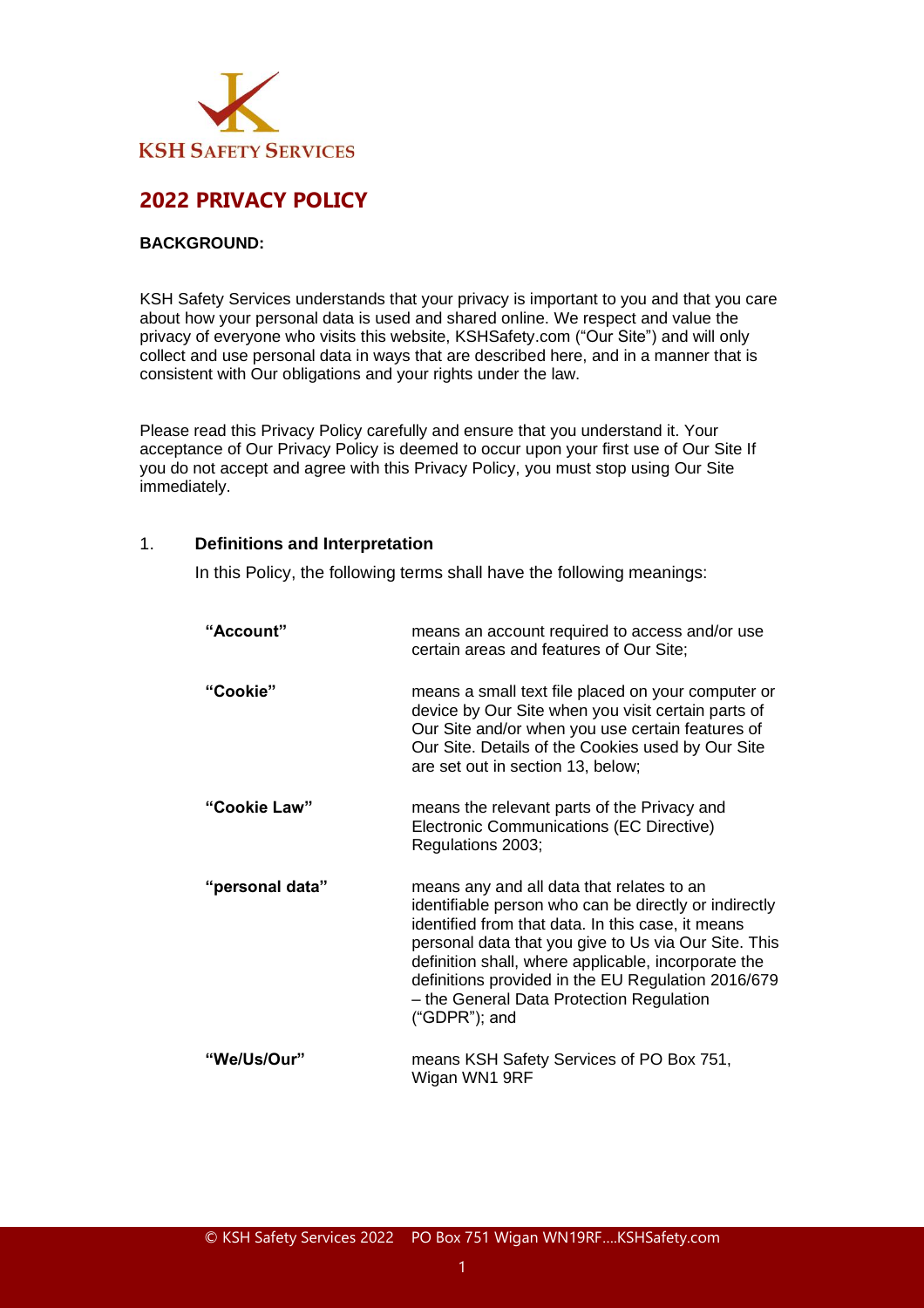KSH SAFETY SERVICES

# 2022 PRIVACY POLICY

**BACKGROUND:**

KSH Safety Services understands that your privacy is important to you and that you care about how your personal data is used and shared online. We respect and value the privacy of everyone who visits this website, KSHSafety.com ("Our Site") and will only collect and use personal data in ways that are described here, and in a manner that is consistent with Our obligations and your rights under the law.

Please read this Privacy Policy carefully and ensure that you understand it. Your acceptance of Our Privacy Policy is deemed to occur upon your first use of Our Site If you do not accept and agree with this Privacy Policy, you must stop using Our Site immediately.

## 1. Definitions and Interpretation

In this Policy, the following terms shall have the following meanings:

| | |
|---|---|
| **"Account"** | means an account required to access and/or use certain areas and features of Our Site; |
| **"Cookie"** | means a small text file placed on your computer or device by Our Site when you visit certain parts of Our Site and/or when you use certain features of Our Site. Details of the Cookies used by Our Site are set out in section 13, below; |
| **"Cookie Law"** | means the relevant parts of the Privacy and Electronic Communications (EC Directive) Regulations 2003; |
| **"personal data"** | means any and all data that relates to an identifiable person who can be directly or indirectly identified from that data. In this case, it means personal data that you give to Us via Our Site. This definition shall, where applicable, incorporate the definitions provided in the EU Regulation 2016/679 – the General Data Protection Regulation ("GDPR"); and |
| **"We/Us/Our"** | means KSH Safety Services of PO Box 751, Wigan WN1 9RF |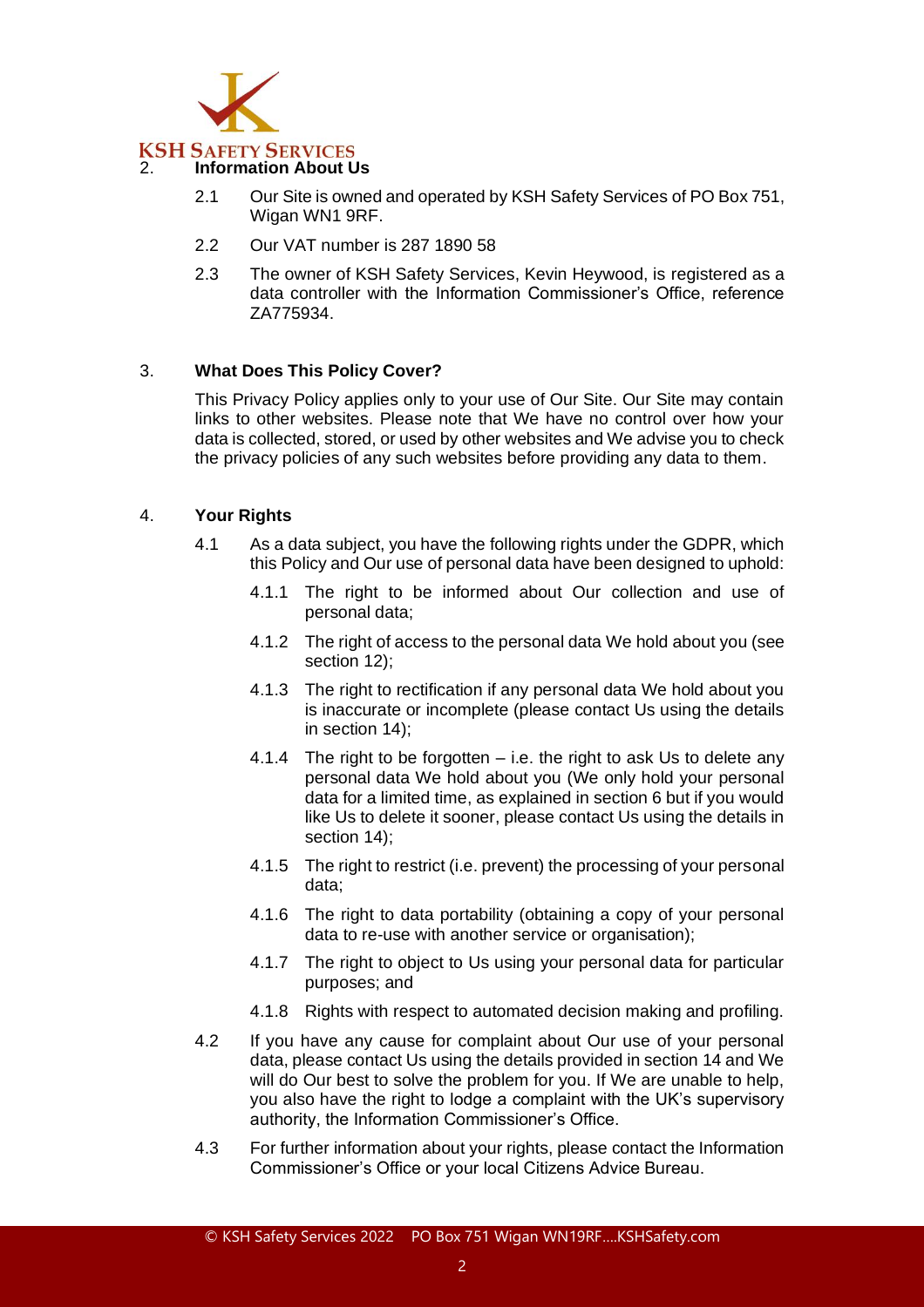## 2. Information About Us

2.1 Our Site is owned and operated by KSH Safety Services of PO Box 751, Wigan WN1 9RF.

2.2 Our VAT number is 287 1890 58

2.3 The owner of KSH Safety Services, Kevin Heywood, is registered as a data controller with the Information Commissioner's Office, reference ZA775934.

## 3. What Does This Policy Cover?

This Privacy Policy applies only to your use of Our Site. Our Site may contain links to other websites. Please note that We have no control over how your data is collected, stored, or used by other websites and We advise you to check the privacy policies of any such websites before providing any data to them.

## 4. Your Rights

4.1 As a data subject, you have the following rights under the GDPR, which this Policy and Our use of personal data have been designed to uphold:

4.1.1 The right to be informed about Our collection and use of personal data;

4.1.2 The right of access to the personal data We hold about you (see section 12);

4.1.3 The right to rectification if any personal data We hold about you is inaccurate or incomplete (please contact Us using the details in section 14);

4.1.4 The right to be forgotten – i.e. the right to ask Us to delete any personal data We hold about you (We only hold your personal data for a limited time, as explained in section 6 but if you would like Us to delete it sooner, please contact Us using the details in section 14);

4.1.5 The right to restrict (i.e. prevent) the processing of your personal data;

4.1.6 The right to data portability (obtaining a copy of your personal data to re-use with another service or organisation);

4.1.7 The right to object to Us using your personal data for particular purposes; and

4.1.8 Rights with respect to automated decision making and profiling.

4.2 If you have any cause for complaint about Our use of your personal data, please contact Us using the details provided in section 14 and We will do Our best to solve the problem for you. If We are unable to help, you also have the right to lodge a complaint with the UK's supervisory authority, the Information Commissioner's Office.

4.3 For further information about your rights, please contact the Information Commissioner's Office or your local Citizens Advice Bureau.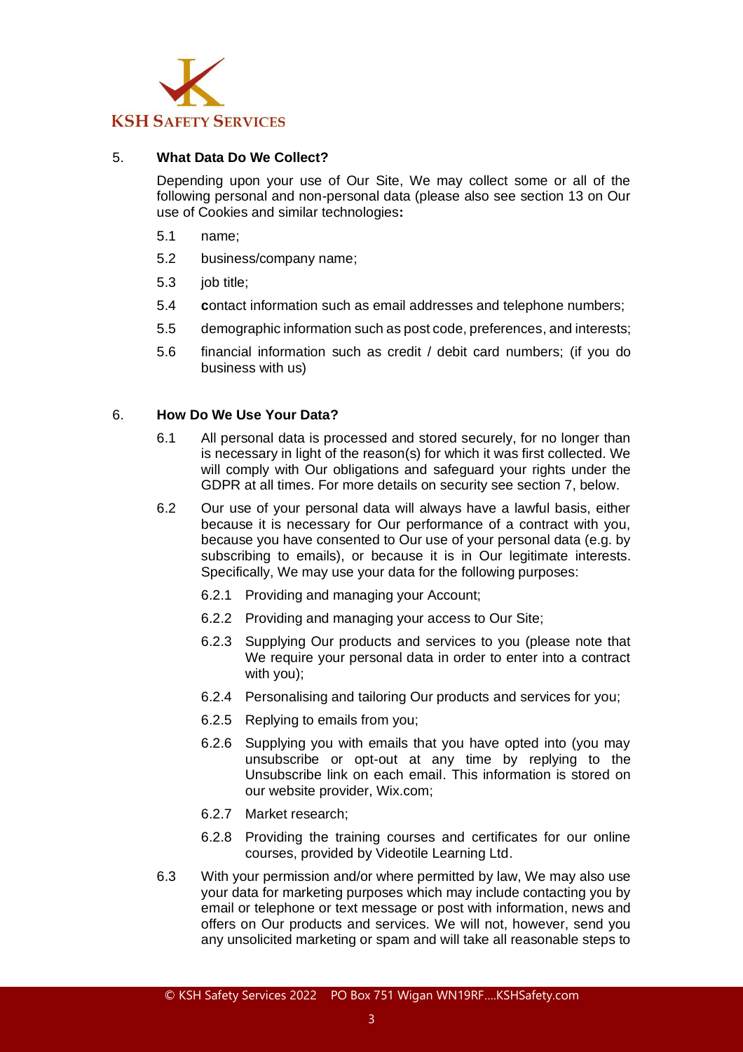## 5. What Data Do We Collect?

Depending upon your use of Our Site, We may collect some or all of the following personal and non-personal data (please also see section 13 on Our use of Cookies and similar technologies**:**

5.1 name;

5.2 business/company name;

5.3 job title;

5.4 **c**ontact information such as email addresses and telephone numbers;

5.5 demographic information such as post code, preferences, and interests;

5.6 financial information such as credit / debit card numbers; (if you do business with us)

## 6. How Do We Use Your Data?

6.1 All personal data is processed and stored securely, for no longer than is necessary in light of the reason(s) for which it was first collected. We will comply with Our obligations and safeguard your rights under the GDPR at all times. For more details on security see section 7, below.

6.2 Our use of your personal data will always have a lawful basis, either because it is necessary for Our performance of a contract with you, because you have consented to Our use of your personal data (e.g. by subscribing to emails), or because it is in Our legitimate interests. Specifically, We may use your data for the following purposes:

6.2.1 Providing and managing your Account;

6.2.2 Providing and managing your access to Our Site;

6.2.3 Supplying Our products and services to you (please note that We require your personal data in order to enter into a contract with you);

6.2.4 Personalising and tailoring Our products and services for you;

6.2.5 Replying to emails from you;

6.2.6 Supplying you with emails that you have opted into (you may unsubscribe or opt-out at any time by replying to the Unsubscribe link on each email. This information is stored on our website provider, Wix.com;

6.2.7 Market research;

6.2.8 Providing the training courses and certificates for our online courses, provided by Videotile Learning Ltd.

6.3 With your permission and/or where permitted by law, We may also use your data for marketing purposes which may include contacting you by email or telephone or text message or post with information, news and offers on Our products and services. We will not, however, send you any unsolicited marketing or spam and will take all reasonable steps to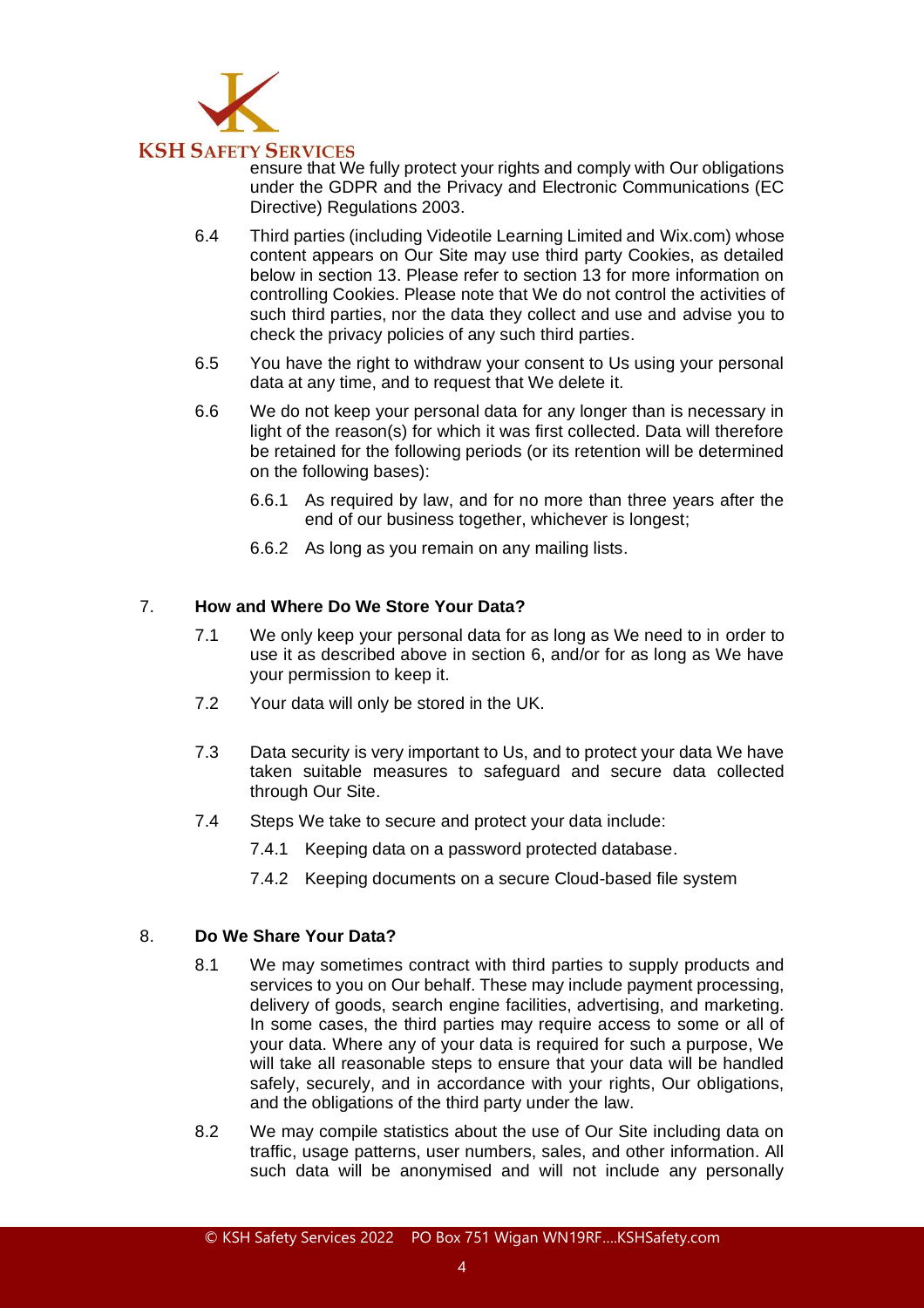ensure that We fully protect your rights and comply with Our obligations under the GDPR and the Privacy and Electronic Communications (EC Directive) Regulations 2003.

6.4 Third parties (including Videotile Learning Limited and Wix.com) whose content appears on Our Site may use third party Cookies, as detailed below in section 13. Please refer to section 13 for more information on controlling Cookies. Please note that We do not control the activities of such third parties, nor the data they collect and use and advise you to check the privacy policies of any such third parties.

6.5 You have the right to withdraw your consent to Us using your personal data at any time, and to request that We delete it.

6.6 We do not keep your personal data for any longer than is necessary in light of the reason(s) for which it was first collected. Data will therefore be retained for the following periods (or its retention will be determined on the following bases):

6.6.1 As required by law, and for no more than three years after the end of our business together, whichever is longest;

6.6.2 As long as you remain on any mailing lists.

## 7. How and Where Do We Store Your Data?

7.1 We only keep your personal data for as long as We need to in order to use it as described above in section 6, and/or for as long as We have your permission to keep it.

7.2 Your data will only be stored in the UK.

7.3 Data security is very important to Us, and to protect your data We have taken suitable measures to safeguard and secure data collected through Our Site.

7.4 Steps We take to secure and protect your data include:

7.4.1 Keeping data on a password protected database.

7.4.2 Keeping documents on a secure Cloud-based file system

## 8. Do We Share Your Data?

8.1 We may sometimes contract with third parties to supply products and services to you on Our behalf. These may include payment processing, delivery of goods, search engine facilities, advertising, and marketing. In some cases, the third parties may require access to some or all of your data. Where any of your data is required for such a purpose, We will take all reasonable steps to ensure that your data will be handled safely, securely, and in accordance with your rights, Our obligations, and the obligations of the third party under the law.

8.2 We may compile statistics about the use of Our Site including data on traffic, usage patterns, user numbers, sales, and other information. All such data will be anonymised and will not include any personally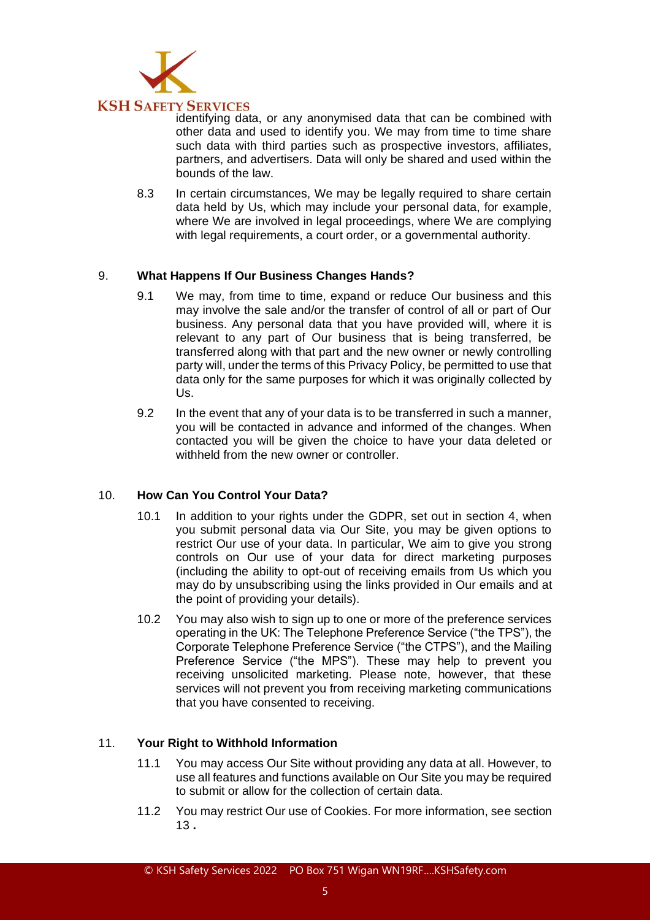identifying data, or any anonymised data that can be combined with other data and used to identify you. We may from time to time share such data with third parties such as prospective investors, affiliates, partners, and advertisers. Data will only be shared and used within the bounds of the law.

8.3 In certain circumstances, We may be legally required to share certain data held by Us, which may include your personal data, for example, where We are involved in legal proceedings, where We are complying with legal requirements, a court order, or a governmental authority.

## 9. What Happens If Our Business Changes Hands?

9.1 We may, from time to time, expand or reduce Our business and this may involve the sale and/or the transfer of control of all or part of Our business. Any personal data that you have provided will, where it is relevant to any part of Our business that is being transferred, be transferred along with that part and the new owner or newly controlling party will, under the terms of this Privacy Policy, be permitted to use that data only for the same purposes for which it was originally collected by Us.

9.2 In the event that any of your data is to be transferred in such a manner, you will be contacted in advance and informed of the changes. When contacted you will be given the choice to have your data deleted or withheld from the new owner or controller.

## 10. How Can You Control Your Data?

10.1 In addition to your rights under the GDPR, set out in section 4, when you submit personal data via Our Site, you may be given options to restrict Our use of your data. In particular, We aim to give you strong controls on Our use of your data for direct marketing purposes (including the ability to opt-out of receiving emails from Us which you may do by unsubscribing using the links provided in Our emails and at the point of providing your details).

10.2 You may also wish to sign up to one or more of the preference services operating in the UK: The Telephone Preference Service ("the TPS"), the Corporate Telephone Preference Service ("the CTPS"), and the Mailing Preference Service ("the MPS"). These may help to prevent you receiving unsolicited marketing. Please note, however, that these services will not prevent you from receiving marketing communications that you have consented to receiving.

## 11. Your Right to Withhold Information

11.1 You may access Our Site without providing any data at all. However, to use all features and functions available on Our Site you may be required to submit or allow for the collection of certain data.

11.2 You may restrict Our use of Cookies. For more information, see section 13.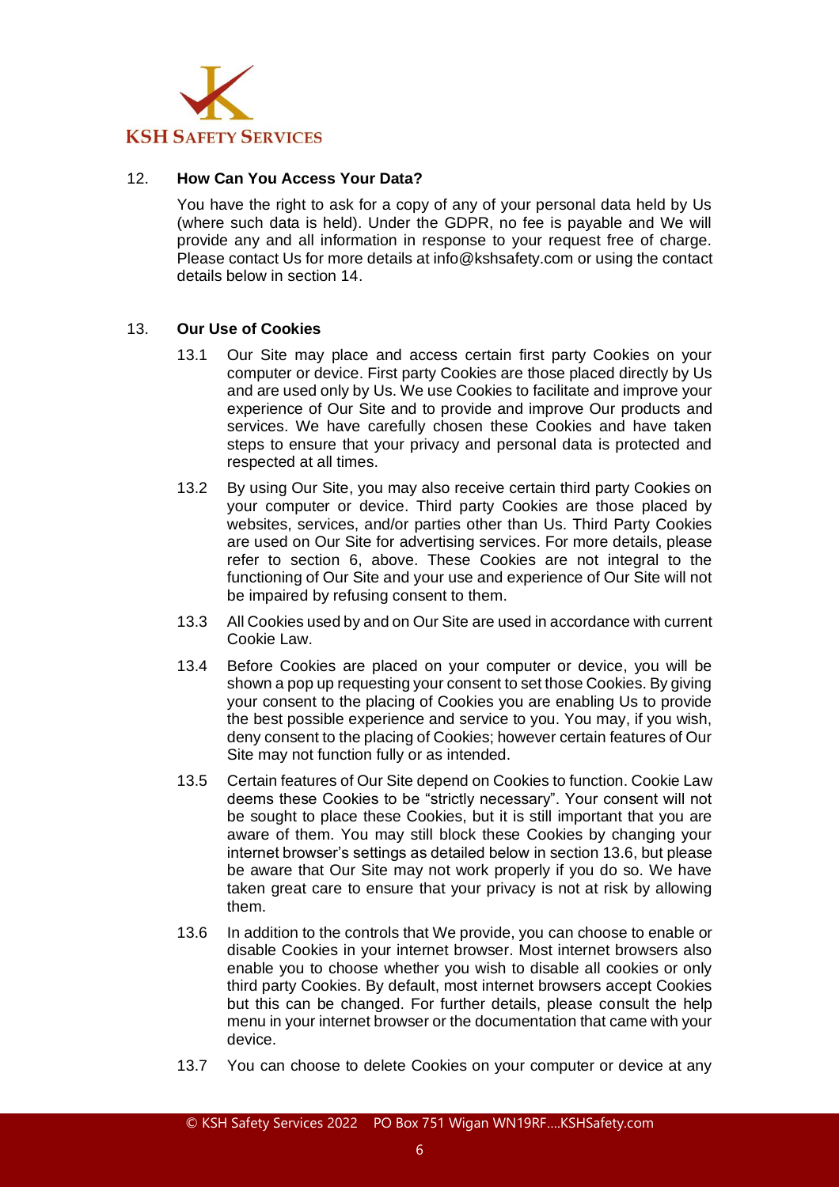## 12. How Can You Access Your Data?

You have the right to ask for a copy of any of your personal data held by Us (where such data is held). Under the GDPR, no fee is payable and We will provide any and all information in response to your request free of charge. Please contact Us for more details at info@kshsafety.com or using the contact details below in section 14.

## 13. Our Use of Cookies

13.1 Our Site may place and access certain first party Cookies on your computer or device. First party Cookies are those placed directly by Us and are used only by Us. We use Cookies to facilitate and improve your experience of Our Site and to provide and improve Our products and services. We have carefully chosen these Cookies and have taken steps to ensure that your privacy and personal data is protected and respected at all times.

13.2 By using Our Site, you may also receive certain third party Cookies on your computer or device. Third party Cookies are those placed by websites, services, and/or parties other than Us. Third Party Cookies are used on Our Site for advertising services. For more details, please refer to section 6, above. These Cookies are not integral to the functioning of Our Site and your use and experience of Our Site will not be impaired by refusing consent to them.

13.3 All Cookies used by and on Our Site are used in accordance with current Cookie Law.

13.4 Before Cookies are placed on your computer or device, you will be shown a pop up requesting your consent to set those Cookies. By giving your consent to the placing of Cookies you are enabling Us to provide the best possible experience and service to you. You may, if you wish, deny consent to the placing of Cookies; however certain features of Our Site may not function fully or as intended.

13.5 Certain features of Our Site depend on Cookies to function. Cookie Law deems these Cookies to be "strictly necessary". Your consent will not be sought to place these Cookies, but it is still important that you are aware of them. You may still block these Cookies by changing your internet browser's settings as detailed below in section 13.6, but please be aware that Our Site may not work properly if you do so. We have taken great care to ensure that your privacy is not at risk by allowing them.

13.6 In addition to the controls that We provide, you can choose to enable or disable Cookies in your internet browser. Most internet browsers also enable you to choose whether you wish to disable all cookies or only third party Cookies. By default, most internet browsers accept Cookies but this can be changed. For further details, please consult the help menu in your internet browser or the documentation that came with your device.

13.7 You can choose to delete Cookies on your computer or device at any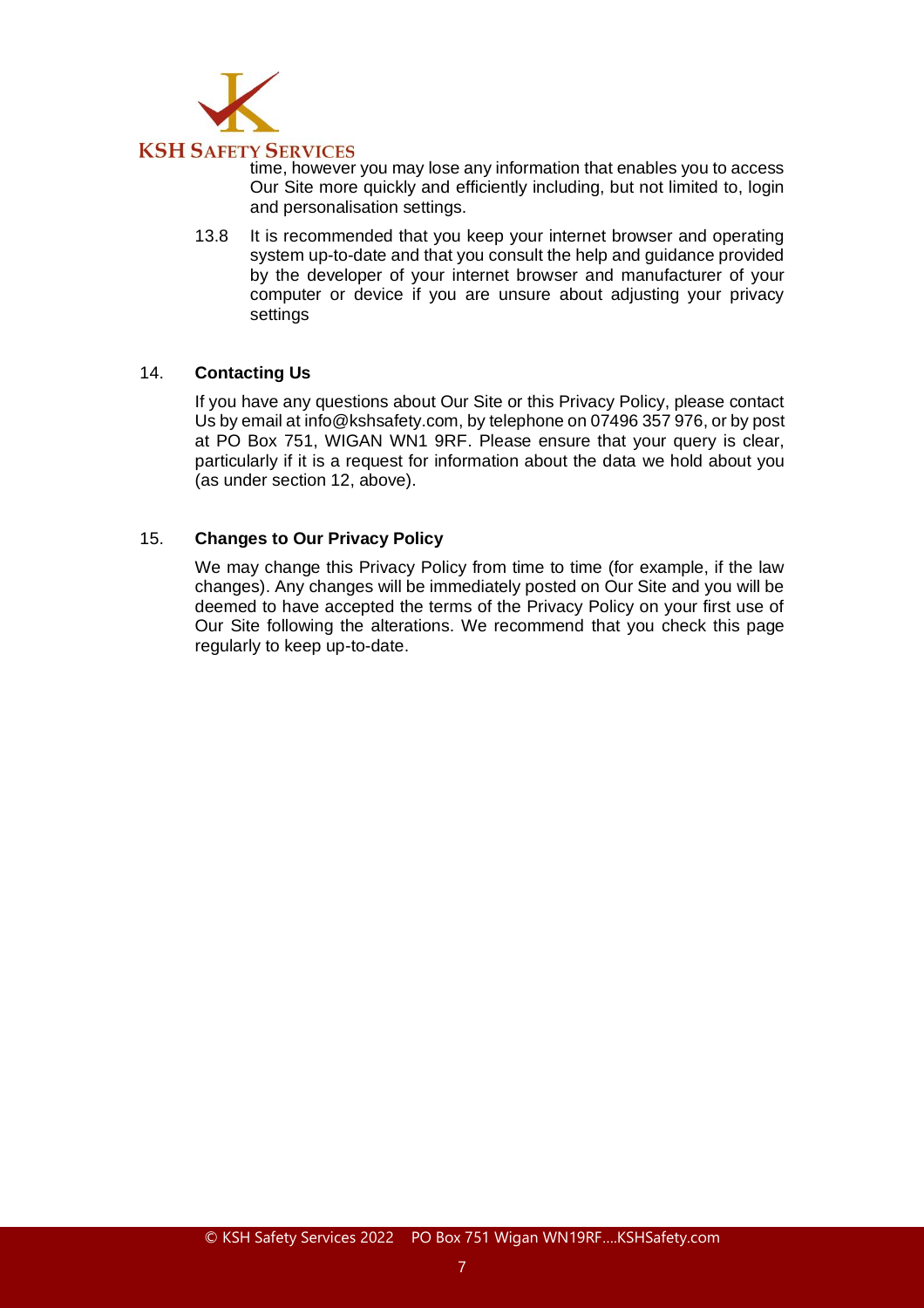time, however you may lose any information that enables you to access Our Site more quickly and efficiently including, but not limited to, login and personalisation settings.

13.8 It is recommended that you keep your internet browser and operating system up-to-date and that you consult the help and guidance provided by the developer of your internet browser and manufacturer of your computer or device if you are unsure about adjusting your privacy settings

## 14. Contacting Us

If you have any questions about Our Site or this Privacy Policy, please contact Us by email at info@kshsafety.com, by telephone on 07496 357 976, or by post at PO Box 751, WIGAN WN1 9RF. Please ensure that your query is clear, particularly if it is a request for information about the data we hold about you (as under section 12, above).

## 15. Changes to Our Privacy Policy

We may change this Privacy Policy from time to time (for example, if the law changes). Any changes will be immediately posted on Our Site and you will be deemed to have accepted the terms of the Privacy Policy on your first use of Our Site following the alterations. We recommend that you check this page regularly to keep up-to-date.